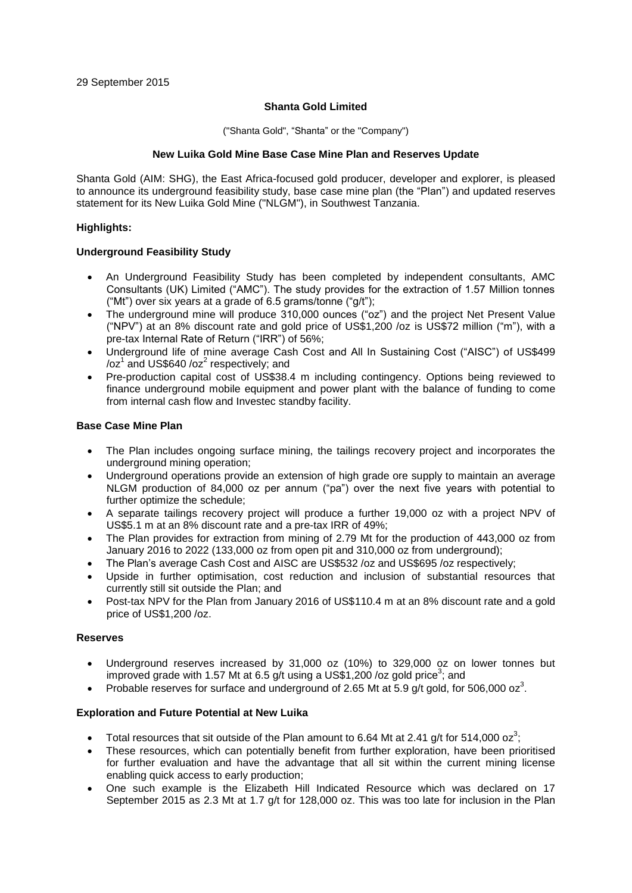29 September 2015

**Shanta Gold Limited**

("Shanta Gold", "Shanta" or the "Company")

**New Luika Gold Mine Base Case Mine Plan and Reserves Update**

Shanta Gold (AIM: SHG), the East Africa-focused gold producer, developer and explorer, is pleased to announce its underground feasibility study, base case mine plan (the "Plan") and updated reserves statement for its New Luika Gold Mine ("NLGM"), in Southwest Tanzania.

## Highlights:

### Underground Feasibility Study

- An Underground Feasibility Study has been completed by independent consultants, AMC Consultants (UK) Limited ("AMC"). The study provides for the extraction of 1.57 Million tonnes ("Mt") over six years at a grade of 6.5 grams/tonne ("g/t");
- The underground mine will produce 310,000 ounces ("oz") and the project Net Present Value ("NPV") at an 8% discount rate and gold price of US$1,200 /oz is US$72 million ("m"), with a pre-tax Internal Rate of Return ("IRR") of 56%;
- Underground life of mine average Cash Cost and All In Sustaining Cost ("AISC") of US$499 /oz[1] and US$640 /oz[2] respectively; and
- Pre-production capital cost of US$38.4 m including contingency. Options being reviewed to finance underground mobile equipment and power plant with the balance of funding to come from internal cash flow and Investec standby facility.

### Base Case Mine Plan

- The Plan includes ongoing surface mining, the tailings recovery project and incorporates the underground mining operation;
- Underground operations provide an extension of high grade ore supply to maintain an average NLGM production of 84,000 oz per annum ("pa") over the next five years with potential to further optimize the schedule;
- A separate tailings recovery project will produce a further 19,000 oz with a project NPV of US$5.1 m at an 8% discount rate and a pre-tax IRR of 49%;
- The Plan provides for extraction from mining of 2.79 Mt for the production of 443,000 oz from January 2016 to 2022 (133,000 oz from open pit and 310,000 oz from underground);
- The Plan's average Cash Cost and AISC are US$532 /oz and US$695 /oz respectively;
- Upside in further optimisation, cost reduction and inclusion of substantial resources that currently still sit outside the Plan; and
- Post-tax NPV for the Plan from January 2016 of US$110.4 m at an 8% discount rate and a gold price of US$1,200 /oz.

### Reserves

- Underground reserves increased by 31,000 oz (10%) to 329,000 oz on lower tonnes but improved grade with 1.57 Mt at 6.5 g/t using a US$1,200 /oz gold price[3]; and
- Probable reserves for surface and underground of 2.65 Mt at 5.9 g/t gold, for 506,000 oz[3].

### Exploration and Future Potential at New Luika

- Total resources that sit outside of the Plan amount to 6.64 Mt at 2.41 g/t for 514,000 oz[3];
- These resources, which can potentially benefit from further exploration, have been prioritised for further evaluation and have the advantage that all sit within the current mining license enabling quick access to early production;
- One such example is the Elizabeth Hill Indicated Resource which was declared on 17 September 2015 as 2.3 Mt at 1.7 g/t for 128,000 oz. This was too late for inclusion in the Plan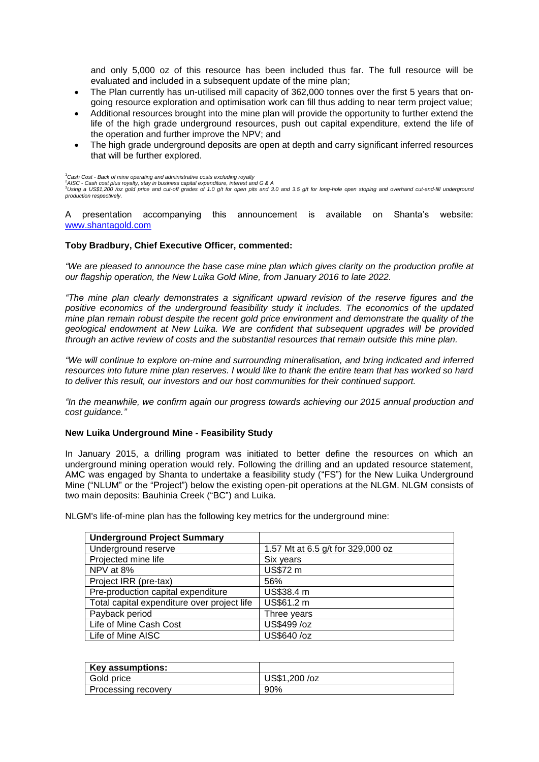and only 5,000 oz of this resource has been included thus far. The full resource will be evaluated and included in a subsequent update of the mine plan;

- The Plan currently has un-utilised mill capacity of 362,000 tonnes over the first 5 years that on-going resource exploration and optimisation work can fill thus adding to near term project value;
- Additional resources brought into the mine plan will provide the opportunity to further extend the life of the high grade underground resources, push out capital expenditure, extend the life of the operation and further improve the NPV; and
- The high grade underground deposits are open at depth and carry significant inferred resources that will be further explored.

[1] *Cash Cost - Back of mine operating and administrative costs excluding royalty*
[2] *AISC - Cash cost plus royalty, stay in business capital expenditure, interest and G & A*
[3] *Using a US$1,200 /oz gold price and cut-off grades of 1.0 g/t for open pits and 3.0 and 3.5 g/t for long-hole open stoping and overhand cut-and-fill underground production respectively.*

A presentation accompanying this announcement is available on Shanta's website: www.shantagold.com

**Toby Bradbury, Chief Executive Officer, commented:**

*"We are pleased to announce the base case mine plan which gives clarity on the production profile at our flagship operation, the New Luika Gold Mine, from January 2016 to late 2022.*

*"The mine plan clearly demonstrates a significant upward revision of the reserve figures and the positive economics of the underground feasibility study it includes. The economics of the updated mine plan remain robust despite the recent gold price environment and demonstrate the quality of the geological endowment at New Luika. We are confident that subsequent upgrades will be provided through an active review of costs and the substantial resources that remain outside this mine plan.*

*"We will continue to explore on-mine and surrounding mineralisation, and bring indicated and inferred resources into future mine plan reserves. I would like to thank the entire team that has worked so hard to deliver this result, our investors and our host communities for their continued support.*

*"In the meanwhile, we confirm again our progress towards achieving our 2015 annual production and cost guidance."*

**New Luika Underground Mine - Feasibility Study**

In January 2015, a drilling program was initiated to better define the resources on which an underground mining operation would rely. Following the drilling and an updated resource statement, AMC was engaged by Shanta to undertake a feasibility study ("FS") for the New Luika Underground Mine ("NLUM" or the "Project") below the existing open-pit operations at the NLGM. NLGM consists of two main deposits: Bauhinia Creek ("BC") and Luika.

NLGM's life-of-mine plan has the following key metrics for the underground mine:

| **Underground Project Summary** | |
|---|---|
| Underground reserve | 1.57 Mt at 6.5 g/t for 329,000 oz |
| Projected mine life | Six years |
| NPV at 8% | US$72 m |
| Project IRR (pre-tax) | 56% |
| Pre-production capital expenditure | US$38.4 m |
| Total capital expenditure over project life | US$61.2 m |
| Payback period | Three years |
| Life of Mine Cash Cost | US$499 /oz |
| Life of Mine AISC | US$640 /oz |

| **Key assumptions:** | |
|---|---|
| Gold price | US$1,200 /oz |
| Processing recovery | 90% |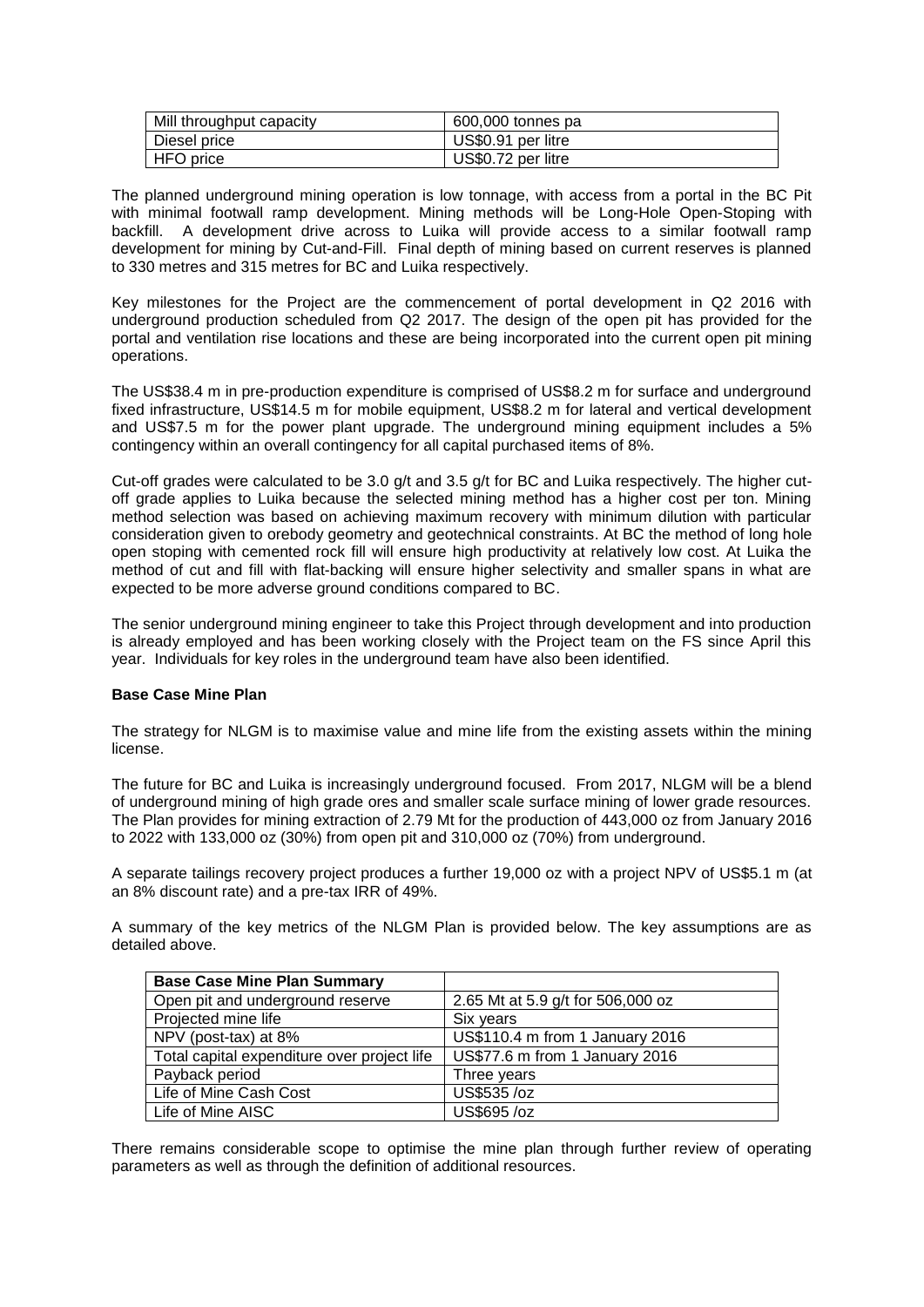| | |
|---|---|
| Mill throughput capacity | 600,000 tonnes pa |
| Diesel price | US$0.91 per litre |
| HFO price | US$0.72 per litre |

The planned underground mining operation is low tonnage, with access from a portal in the BC Pit with minimal footwall ramp development. Mining methods will be Long-Hole Open-Stoping with backfill. A development drive across to Luika will provide access to a similar footwall ramp development for mining by Cut-and-Fill. Final depth of mining based on current reserves is planned to 330 metres and 315 metres for BC and Luika respectively.

Key milestones for the Project are the commencement of portal development in Q2 2016 with underground production scheduled from Q2 2017. The design of the open pit has provided for the portal and ventilation rise locations and these are being incorporated into the current open pit mining operations.

The US$38.4 m in pre-production expenditure is comprised of US$8.2 m for surface and underground fixed infrastructure, US$14.5 m for mobile equipment, US$8.2 m for lateral and vertical development and US$7.5 m for the power plant upgrade. The underground mining equipment includes a 5% contingency within an overall contingency for all capital purchased items of 8%.

Cut-off grades were calculated to be 3.0 g/t and 3.5 g/t for BC and Luika respectively. The higher cut-off grade applies to Luika because the selected mining method has a higher cost per ton. Mining method selection was based on achieving maximum recovery with minimum dilution with particular consideration given to orebody geometry and geotechnical constraints. At BC the method of long hole open stoping with cemented rock fill will ensure high productivity at relatively low cost. At Luika the method of cut and fill with flat-backing will ensure higher selectivity and smaller spans in what are expected to be more adverse ground conditions compared to BC.

The senior underground mining engineer to take this Project through development and into production is already employed and has been working closely with the Project team on the FS since April this year. Individuals for key roles in the underground team have also been identified.

**Base Case Mine Plan**

The strategy for NLGM is to maximise value and mine life from the existing assets within the mining license.

The future for BC and Luika is increasingly underground focused. From 2017, NLGM will be a blend of underground mining of high grade ores and smaller scale surface mining of lower grade resources. The Plan provides for mining extraction of 2.79 Mt for the production of 443,000 oz from January 2016 to 2022 with 133,000 oz (30%) from open pit and 310,000 oz (70%) from underground.

A separate tailings recovery project produces a further 19,000 oz with a project NPV of US$5.1 m (at an 8% discount rate) and a pre-tax IRR of 49%.

A summary of the key metrics of the NLGM Plan is provided below. The key assumptions are as detailed above.

| **Base Case Mine Plan Summary** | |
|---|---|
| Open pit and underground reserve | 2.65 Mt at 5.9 g/t for 506,000 oz |
| Projected mine life | Six years |
| NPV (post-tax) at 8% | US$110.4 m from 1 January 2016 |
| Total capital expenditure over project life | US$77.6 m from 1 January 2016 |
| Payback period | Three years |
| Life of Mine Cash Cost | US$535 /oz |
| Life of Mine AISC | US$695 /oz |

There remains considerable scope to optimise the mine plan through further review of operating parameters as well as through the definition of additional resources.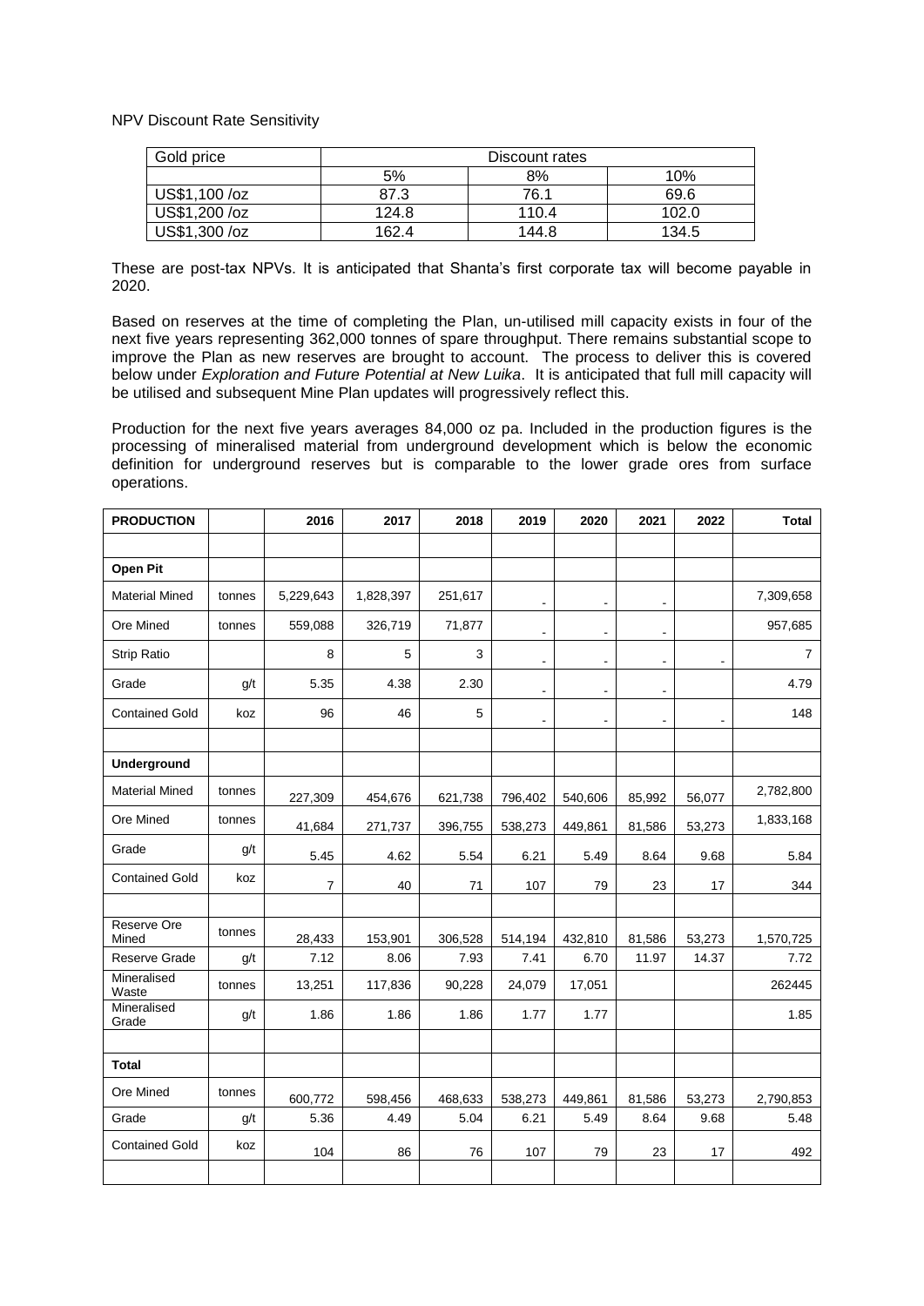NPV Discount Rate Sensitivity

| Gold price | Discount rates | | |
|---|---|---|---|
| | 5% | 8% | 10% |
| US$1,100 /oz | 87.3 | 76.1 | 69.6 |
| US$1,200 /oz | 124.8 | 110.4 | 102.0 |
| US$1,300 /oz | 162.4 | 144.8 | 134.5 |

These are post-tax NPVs. It is anticipated that Shanta's first corporate tax will become payable in 2020.

Based on reserves at the time of completing the Plan, un-utilised mill capacity exists in four of the next five years representing 362,000 tonnes of spare throughput. There remains substantial scope to improve the Plan as new reserves are brought to account. The process to deliver this is covered below under *Exploration and Future Potential at New Luika*. It is anticipated that full mill capacity will be utilised and subsequent Mine Plan updates will progressively reflect this.

Production for the next five years averages 84,000 oz pa. Included in the production figures is the processing of mineralised material from underground development which is below the economic definition for underground reserves but is comparable to the lower grade ores from surface operations.

| **PRODUCTION** | | 2016 | 2017 | 2018 | 2019 | 2020 | 2021 | 2022 | Total |
|---|---|---|---|---|---|---|---|---|---|
| | | | | | | | | | |
| **Open Pit** | | | | | | | | | |
| Material Mined | tonnes | 5,229,643 | 1,828,397 | 251,617 | - | - | - | | 7,309,658 |
| Ore Mined | tonnes | 559,088 | 326,719 | 71,877 | - | - | - | | 957,685 |
| Strip Ratio | | 8 | 5 | 3 | - | - | - | - | 7 |
| Grade | g/t | 5.35 | 4.38 | 2.30 | - | - | - | | 4.79 |
| Contained Gold | koz | 96 | 46 | 5 | - | - | - | - | 148 |
| | | | | | | | | | |
| **Underground** | | | | | | | | | |
| Material Mined | tonnes | 227,309 | 454,676 | 621,738 | 796,402 | 540,606 | 85,992 | 56,077 | 2,782,800 |
| Ore Mined | tonnes | 41,684 | 271,737 | 396,755 | 538,273 | 449,861 | 81,586 | 53,273 | 1,833,168 |
| Grade | g/t | 5.45 | 4.62 | 5.54 | 6.21 | 5.49 | 8.64 | 9.68 | 5.84 |
| Contained Gold | koz | 7 | 40 | 71 | 107 | 79 | 23 | 17 | 344 |
| | | | | | | | | | |
| Reserve Ore Mined | tonnes | 28,433 | 153,901 | 306,528 | 514,194 | 432,810 | 81,586 | 53,273 | 1,570,725 |
| Reserve Grade | g/t | 7.12 | 8.06 | 7.93 | 7.41 | 6.70 | 11.97 | 14.37 | 7.72 |
| Mineralised Waste | tonnes | 13,251 | 117,836 | 90,228 | 24,079 | 17,051 | | | 262445 |
| Mineralised Grade | g/t | 1.86 | 1.86 | 1.86 | 1.77 | 1.77 | | | 1.85 |
| | | | | | | | | | |
| **Total** | | | | | | | | | |
| Ore Mined | tonnes | 600,772 | 598,456 | 468,633 | 538,273 | 449,861 | 81,586 | 53,273 | 2,790,853 |
| Grade | g/t | 5.36 | 4.49 | 5.04 | 6.21 | 5.49 | 8.64 | 9.68 | 5.48 |
| Contained Gold | koz | 104 | 86 | 76 | 107 | 79 | 23 | 17 | 492 |
| | | | | | | | | | |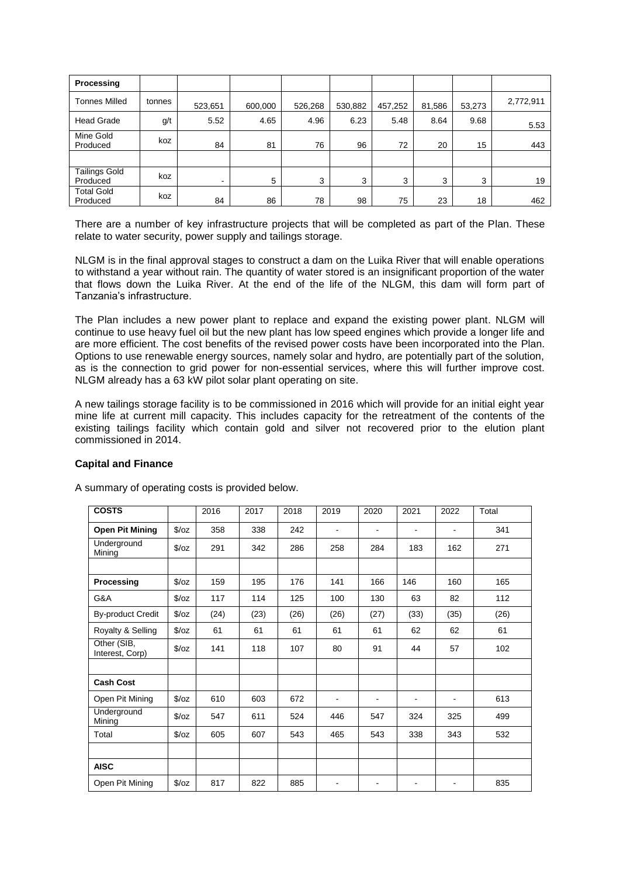| Processing | | | | | | | | | |
|---|---|---|---|---|---|---|---|---|---|
| Tonnes Milled | tonnes | 523,651 | 600,000 | 526,268 | 530,882 | 457,252 | 81,586 | 53,273 | 2,772,911 |
| Head Grade | g/t | 5.52 | 4.65 | 4.96 | 6.23 | 5.48 | 8.64 | 9.68 | 5.53 |
| Mine Gold Produced | koz | 84 | 81 | 76 | 96 | 72 | 20 | 15 | 443 |
| | | | | | | | | | |
| Tailings Gold Produced | koz | - | 5 | 3 | 3 | 3 | 3 | 3 | 19 |
| Total Gold Produced | koz | 84 | 86 | 78 | 98 | 75 | 23 | 18 | 462 |

There are a number of key infrastructure projects that will be completed as part of the Plan. These relate to water security, power supply and tailings storage.

NLGM is in the final approval stages to construct a dam on the Luika River that will enable operations to withstand a year without rain. The quantity of water stored is an insignificant proportion of the water that flows down the Luika River. At the end of the life of the NLGM, this dam will form part of Tanzania's infrastructure.

The Plan includes a new power plant to replace and expand the existing power plant. NLGM will continue to use heavy fuel oil but the new plant has low speed engines which provide a longer life and are more efficient. The cost benefits of the revised power costs have been incorporated into the Plan. Options to use renewable energy sources, namely solar and hydro, are potentially part of the solution, as is the connection to grid power for non-essential services, where this will further improve cost. NLGM already has a 63 kW pilot solar plant operating on site.

A new tailings storage facility is to be commissioned in 2016 which will provide for an initial eight year mine life at current mill capacity. This includes capacity for the retreatment of the contents of the existing tailings facility which contain gold and silver not recovered prior to the elution plant commissioned in 2014.

**Capital and Finance**

A summary of operating costs is provided below.

| COSTS | | 2016 | 2017 | 2018 | 2019 | 2020 | 2021 | 2022 | Total |
|---|---|---|---|---|---|---|---|---|---|
| **Open Pit Mining** | $/oz | 358 | 338 | 242 | - | - | - | - | 341 |
| Underground Mining | $/oz | 291 | 342 | 286 | 258 | 284 | 183 | 162 | 271 |
| | | | | | | | | | |
| **Processing** | $/oz | 159 | 195 | 176 | 141 | 166 | 146 | 160 | 165 |
| G&A | $/oz | 117 | 114 | 125 | 100 | 130 | 63 | 82 | 112 |
| By-product Credit | $/oz | (24) | (23) | (26) | (26) | (27) | (33) | (35) | (26) |
| Royalty & Selling | $/oz | 61 | 61 | 61 | 61 | 61 | 62 | 62 | 61 |
| Other (SIB, Interest, Corp) | $/oz | 141 | 118 | 107 | 80 | 91 | 44 | 57 | 102 |
| | | | | | | | | | |
| **Cash Cost** | | | | | | | | | |
| Open Pit Mining | $/oz | 610 | 603 | 672 | - | - | - | - | 613 |
| Underground Mining | $/oz | 547 | 611 | 524 | 446 | 547 | 324 | 325 | 499 |
| Total | $/oz | 605 | 607 | 543 | 465 | 543 | 338 | 343 | 532 |
| | | | | | | | | | |
| **AISC** | | | | | | | | | |
| Open Pit Mining | $/oz | 817 | 822 | 885 | - | - | - | - | 835 |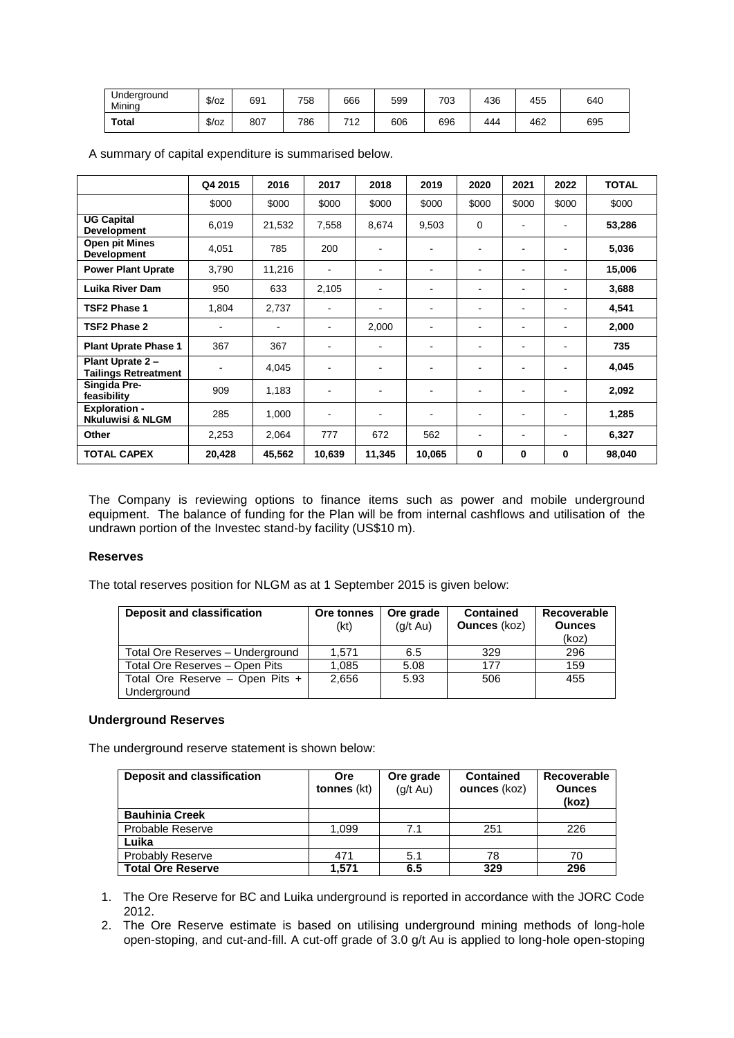| | | | | | | | | | |
|---|---|---|---|---|---|---|---|---|---|
| Underground Mining | $/oz | 691 | 758 | 666 | 599 | 703 | 436 | 455 | 640 |
| **Total** | $/oz | 807 | 786 | 712 | 606 | 696 | 444 | 462 | 695 |

A summary of capital expenditure is summarised below.

| | Q4 2015 | 2016 | 2017 | 2018 | 2019 | 2020 | 2021 | 2022 | TOTAL |
|---|---|---|---|---|---|---|---|---|---|
| | $000 | $000 | $000 | $000 | $000 | $000 | $000 | $000 | $000 |
| **UG Capital Development** | 6,019 | 21,532 | 7,558 | 8,674 | 9,503 | 0 | - | - | **53,286** |
| **Open pit Mines Development** | 4,051 | 785 | 200 | - | - | - | - | - | **5,036** |
| **Power Plant Uprate** | 3,790 | 11,216 | - | - | - | - | - | - | **15,006** |
| **Luika River Dam** | 950 | 633 | 2,105 | - | - | - | - | - | **3,688** |
| **TSF2 Phase 1** | 1,804 | 2,737 | - | - | - | - | - | - | **4,541** |
| **TSF2 Phase 2** | - | - | - | 2,000 | - | - | - | - | **2,000** |
| **Plant Uprate Phase 1** | 367 | 367 | - | - | - | - | - | - | **735** |
| **Plant Uprate 2 – Tailings Retreatment** | - | 4,045 | - | - | - | - | - | - | **4,045** |
| **Singida Pre-feasibility** | 909 | 1,183 | - | - | - | - | - | - | **2,092** |
| **Exploration - Nkuluwisi & NLGM** | 285 | 1,000 | - | - | - | - | - | - | **1,285** |
| **Other** | 2,253 | 2,064 | 777 | 672 | 562 | - | - | - | **6,327** |
| **TOTAL CAPEX** | **20,428** | **45,562** | **10,639** | **11,345** | **10,065** | **0** | **0** | **0** | **98,040** |

The Company is reviewing options to finance items such as power and mobile underground equipment. The balance of funding for the Plan will be from internal cashflows and utilisation of the undrawn portion of the Investec stand-by facility (US$10 m).

### Reserves

The total reserves position for NLGM as at 1 September 2015 is given below:

| Deposit and classification | Ore tonnes (kt) | Ore grade (g/t Au) | Contained Ounces (koz) | Recoverable Ounces (koz) |
|---|---|---|---|---|
| Total Ore Reserves – Underground | 1,571 | 6.5 | 329 | 296 |
| Total Ore Reserves – Open Pits | 1,085 | 5.08 | 177 | 159 |
| Total Ore Reserve – Open Pits + Underground | 2,656 | 5.93 | 506 | 455 |

### Underground Reserves

The underground reserve statement is shown below:

| Deposit and classification | Ore tonnes (kt) | Ore grade (g/t Au) | Contained ounces (koz) | Recoverable Ounces (koz) |
|---|---|---|---|---|
| **Bauhinia Creek** | | | | |
| Probable Reserve | 1,099 | 7.1 | 251 | 226 |
| **Luika** | | | | |
| Probably Reserve | 471 | 5.1 | 78 | 70 |
| **Total Ore Reserve** | **1,571** | **6.5** | **329** | **296** |

1. The Ore Reserve for BC and Luika underground is reported in accordance with the JORC Code 2012.
2. The Ore Reserve estimate is based on utilising underground mining methods of long-hole open-stoping, and cut-and-fill. A cut-off grade of 3.0 g/t Au is applied to long-hole open-stoping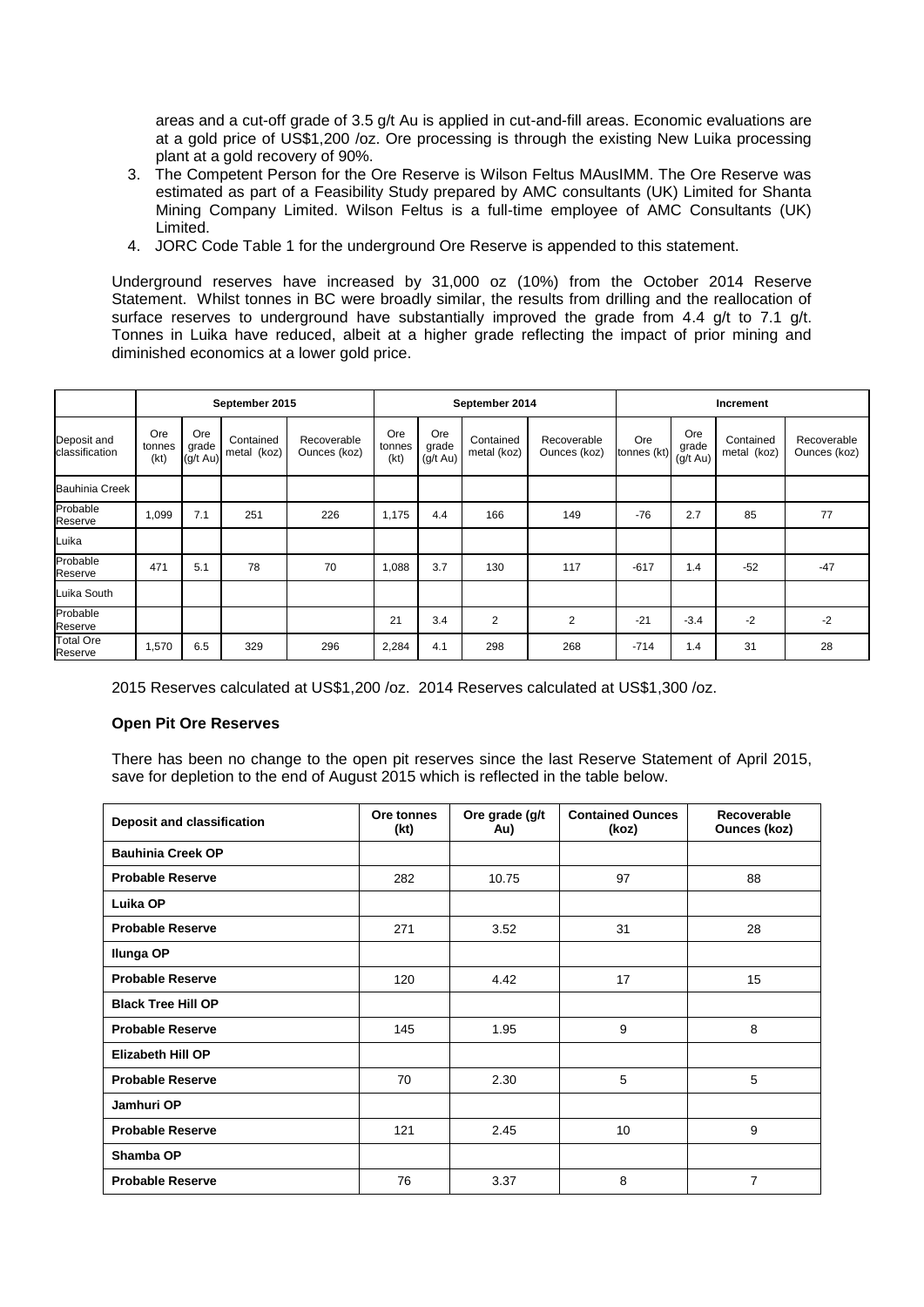areas and a cut-off grade of 3.5 g/t Au is applied in cut-and-fill areas. Economic evaluations are at a gold price of US$1,200 /oz. Ore processing is through the existing New Luika processing plant at a gold recovery of 90%.

3. The Competent Person for the Ore Reserve is Wilson Feltus MAusIMM. The Ore Reserve was estimated as part of a Feasibility Study prepared by AMC consultants (UK) Limited for Shanta Mining Company Limited. Wilson Feltus is a full-time employee of AMC Consultants (UK) Limited.
4. JORC Code Table 1 for the underground Ore Reserve is appended to this statement.

Underground reserves have increased by 31,000 oz (10%) from the October 2014 Reserve Statement. Whilst tonnes in BC were broadly similar, the results from drilling and the reallocation of surface reserves to underground have substantially improved the grade from 4.4 g/t to 7.1 g/t. Tonnes in Luika have reduced, albeit at a higher grade reflecting the impact of prior mining and diminished economics at a lower gold price.

| | September 2015 | | | | September 2014 | | | | Increment | | | |
|---|---|---|---|---|---|---|---|---|---|---|---|---|
| Deposit and classification | Ore tonnes (kt) | Ore grade (g/t Au) | Contained metal (koz) | Recoverable Ounces (koz) | Ore tonnes (kt) | Ore grade (g/t Au) | Contained metal (koz) | Recoverable Ounces (koz) | Ore tonnes (kt) | Ore grade (g/t Au) | Contained metal (koz) | Recoverable Ounces (koz) |
| Bauhinia Creek | | | | | | | | | | | | |
| Probable Reserve | 1,099 | 7.1 | 251 | 226 | 1,175 | 4.4 | 166 | 149 | -76 | 2.7 | 85 | 77 |
| Luika | | | | | | | | | | | | |
| Probable Reserve | 471 | 5.1 | 78 | 70 | 1,088 | 3.7 | 130 | 117 | -617 | 1.4 | -52 | -47 |
| Luika South | | | | | | | | | | | | |
| Probable Reserve | | | | | 21 | 3.4 | 2 | 2 | -21 | -3.4 | -2 | -2 |
| Total Ore Reserve | 1,570 | 6.5 | 329 | 296 | 2,284 | 4.1 | 298 | 268 | -714 | 1.4 | 31 | 28 |

2015 Reserves calculated at US$1,200 /oz. 2014 Reserves calculated at US$1,300 /oz.

### Open Pit Ore Reserves

There has been no change to the open pit reserves since the last Reserve Statement of April 2015, save for depletion to the end of August 2015 which is reflected in the table below.

| Deposit and classification | Ore tonnes (kt) | Ore grade (g/t Au) | Contained Ounces (koz) | Recoverable Ounces (koz) |
|---|---|---|---|---|
| **Bauhinia Creek OP** | | | | |
| **Probable Reserve** | 282 | 10.75 | 97 | 88 |
| **Luika OP** | | | | |
| **Probable Reserve** | 271 | 3.52 | 31 | 28 |
| **Ilunga OP** | | | | |
| **Probable Reserve** | 120 | 4.42 | 17 | 15 |
| **Black Tree Hill OP** | | | | |
| **Probable Reserve** | 145 | 1.95 | 9 | 8 |
| **Elizabeth Hill OP** | | | | |
| **Probable Reserve** | 70 | 2.30 | 5 | 5 |
| **Jamhuri OP** | | | | |
| **Probable Reserve** | 121 | 2.45 | 10 | 9 |
| **Shamba OP** | | | | |
| **Probable Reserve** | 76 | 3.37 | 8 | 7 |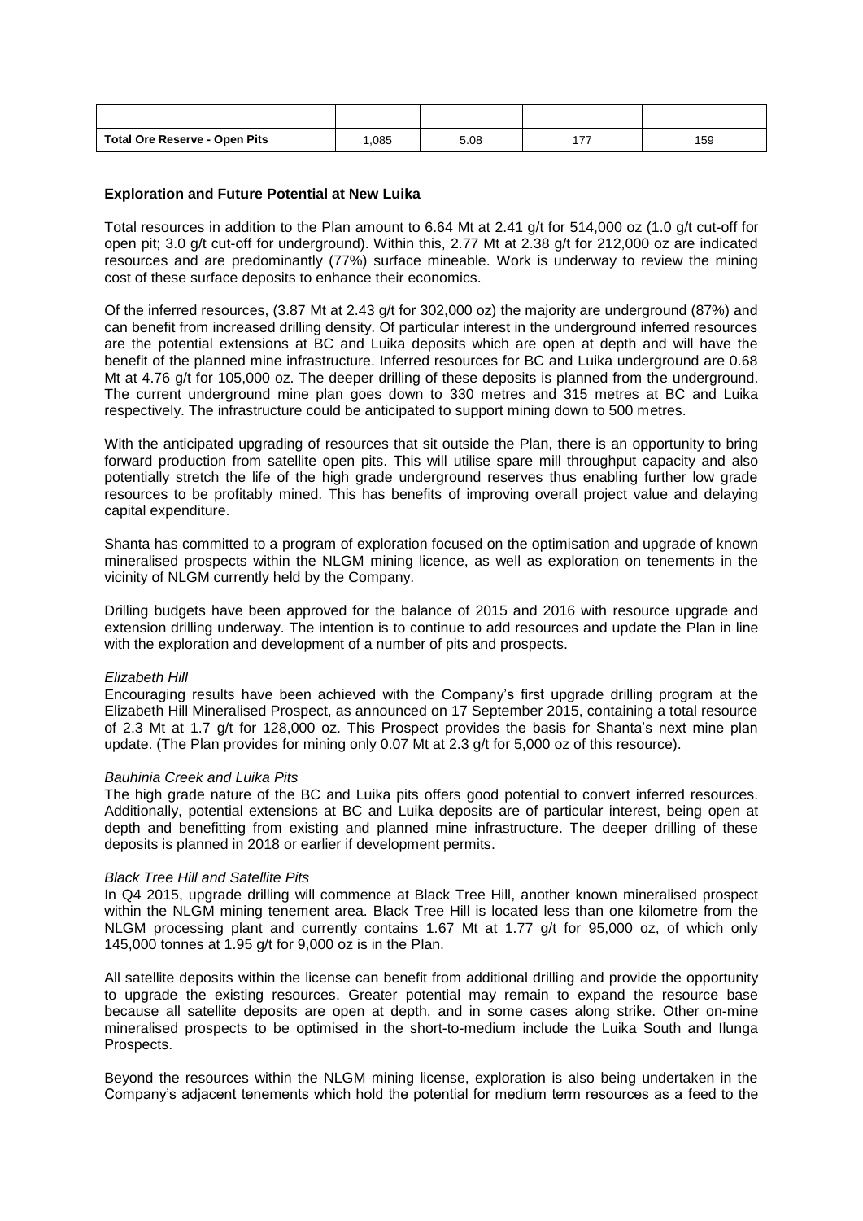| | | | | |
|---|---|---|---|---|
| | | | | |
| **Total Ore Reserve - Open Pits** | 1,085 | 5.08 | 177 | 159 |

**Exploration and Future Potential at New Luika**

Total resources in addition to the Plan amount to 6.64 Mt at 2.41 g/t for 514,000 oz (1.0 g/t cut-off for open pit; 3.0 g/t cut-off for underground). Within this, 2.77 Mt at 2.38 g/t for 212,000 oz are indicated resources and are predominantly (77%) surface mineable. Work is underway to review the mining cost of these surface deposits to enhance their economics.

Of the inferred resources, (3.87 Mt at 2.43 g/t for 302,000 oz) the majority are underground (87%) and can benefit from increased drilling density. Of particular interest in the underground inferred resources are the potential extensions at BC and Luika deposits which are open at depth and will have the benefit of the planned mine infrastructure. Inferred resources for BC and Luika underground are 0.68 Mt at 4.76 g/t for 105,000 oz. The deeper drilling of these deposits is planned from the underground. The current underground mine plan goes down to 330 metres and 315 metres at BC and Luika respectively. The infrastructure could be anticipated to support mining down to 500 metres.

With the anticipated upgrading of resources that sit outside the Plan, there is an opportunity to bring forward production from satellite open pits. This will utilise spare mill throughput capacity and also potentially stretch the life of the high grade underground reserves thus enabling further low grade resources to be profitably mined. This has benefits of improving overall project value and delaying capital expenditure.

Shanta has committed to a program of exploration focused on the optimisation and upgrade of known mineralised prospects within the NLGM mining licence, as well as exploration on tenements in the vicinity of NLGM currently held by the Company.

Drilling budgets have been approved for the balance of 2015 and 2016 with resource upgrade and extension drilling underway. The intention is to continue to add resources and update the Plan in line with the exploration and development of a number of pits and prospects.

*Elizabeth Hill*

Encouraging results have been achieved with the Company's first upgrade drilling program at the Elizabeth Hill Mineralised Prospect, as announced on 17 September 2015, containing a total resource of 2.3 Mt at 1.7 g/t for 128,000 oz. This Prospect provides the basis for Shanta's next mine plan update. (The Plan provides for mining only 0.07 Mt at 2.3 g/t for 5,000 oz of this resource).

*Bauhinia Creek and Luika Pits*

The high grade nature of the BC and Luika pits offers good potential to convert inferred resources. Additionally, potential extensions at BC and Luika deposits are of particular interest, being open at depth and benefitting from existing and planned mine infrastructure. The deeper drilling of these deposits is planned in 2018 or earlier if development permits.

*Black Tree Hill and Satellite Pits*

In Q4 2015, upgrade drilling will commence at Black Tree Hill, another known mineralised prospect within the NLGM mining tenement area. Black Tree Hill is located less than one kilometre from the NLGM processing plant and currently contains 1.67 Mt at 1.77 g/t for 95,000 oz, of which only 145,000 tonnes at 1.95 g/t for 9,000 oz is in the Plan.

All satellite deposits within the license can benefit from additional drilling and provide the opportunity to upgrade the existing resources. Greater potential may remain to expand the resource base because all satellite deposits are open at depth, and in some cases along strike. Other on-mine mineralised prospects to be optimised in the short-to-medium include the Luika South and Ilunga Prospects.

Beyond the resources within the NLGM mining license, exploration is also being undertaken in the Company's adjacent tenements which hold the potential for medium term resources as a feed to the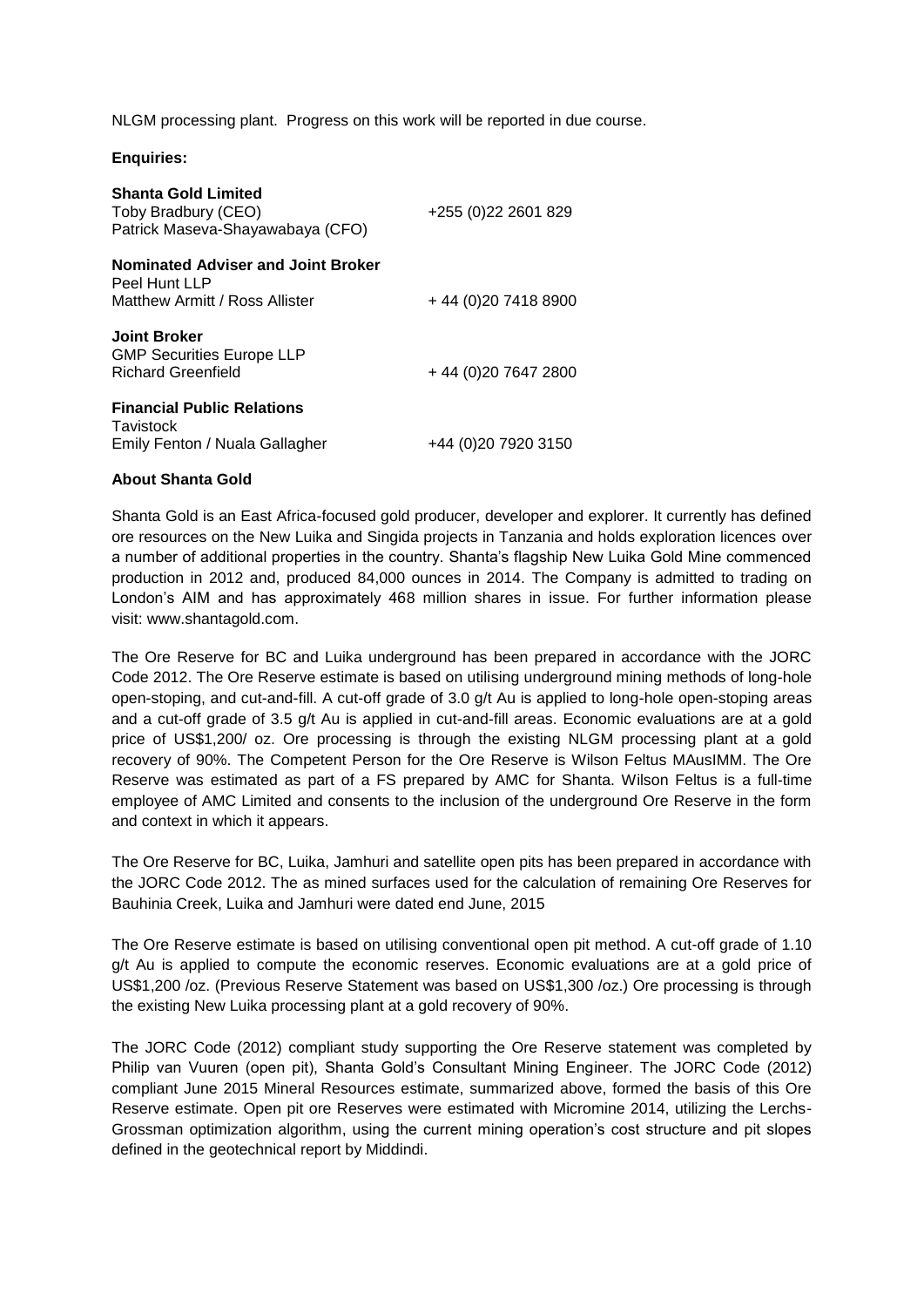NLGM processing plant. Progress on this work will be reported in due course.

**Enquiries:**

| | |
|---|---|
| **Shanta Gold Limited** | |
| Toby Bradbury (CEO) | +255 (0)22 2601 829 |
| Patrick Maseva-Shayawabaya (CFO) | |
| **Nominated Adviser and Joint Broker** | |
| Peel Hunt LLP | |
| Matthew Armitt / Ross Allister | + 44 (0)20 7418 8900 |
| **Joint Broker** | |
| GMP Securities Europe LLP | |
| Richard Greenfield | + 44 (0)20 7647 2800 |
| **Financial Public Relations** | |
| Tavistock | |
| Emily Fenton / Nuala Gallagher | +44 (0)20 7920 3150 |

**About Shanta Gold**

Shanta Gold is an East Africa-focused gold producer, developer and explorer. It currently has defined ore resources on the New Luika and Singida projects in Tanzania and holds exploration licences over a number of additional properties in the country. Shanta's flagship New Luika Gold Mine commenced production in 2012 and, produced 84,000 ounces in 2014. The Company is admitted to trading on London's AIM and has approximately 468 million shares in issue. For further information please visit: www.shantagold.com.

The Ore Reserve for BC and Luika underground has been prepared in accordance with the JORC Code 2012. The Ore Reserve estimate is based on utilising underground mining methods of long-hole open-stoping, and cut-and-fill. A cut-off grade of 3.0 g/t Au is applied to long-hole open-stoping areas and a cut-off grade of 3.5 g/t Au is applied in cut-and-fill areas. Economic evaluations are at a gold price of US$1,200/ oz. Ore processing is through the existing NLGM processing plant at a gold recovery of 90%. The Competent Person for the Ore Reserve is Wilson Feltus MAusIMM. The Ore Reserve was estimated as part of a FS prepared by AMC for Shanta. Wilson Feltus is a full-time employee of AMC Limited and consents to the inclusion of the underground Ore Reserve in the form and context in which it appears.

The Ore Reserve for BC, Luika, Jamhuri and satellite open pits has been prepared in accordance with the JORC Code 2012. The as mined surfaces used for the calculation of remaining Ore Reserves for Bauhinia Creek, Luika and Jamhuri were dated end June, 2015

The Ore Reserve estimate is based on utilising conventional open pit method. A cut-off grade of 1.10 g/t Au is applied to compute the economic reserves. Economic evaluations are at a gold price of US$1,200 /oz. (Previous Reserve Statement was based on US$1,300 /oz.) Ore processing is through the existing New Luika processing plant at a gold recovery of 90%.

The JORC Code (2012) compliant study supporting the Ore Reserve statement was completed by Philip van Vuuren (open pit), Shanta Gold's Consultant Mining Engineer. The JORC Code (2012) compliant June 2015 Mineral Resources estimate, summarized above, formed the basis of this Ore Reserve estimate. Open pit ore Reserves were estimated with Micromine 2014, utilizing the Lerchs-Grossman optimization algorithm, using the current mining operation's cost structure and pit slopes defined in the geotechnical report by Middindi.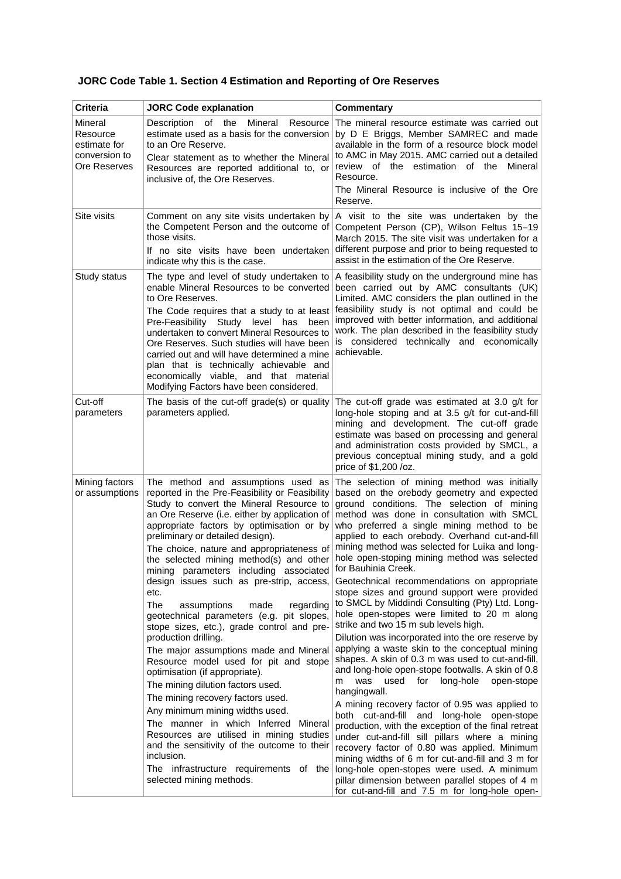**JORC Code Table 1. Section 4 Estimation and Reporting of Ore Reserves**

| Criteria | JORC Code explanation | Commentary |
|---|---|---|
| Mineral Resource estimate for conversion to Ore Reserves | Description of the Mineral Resource estimate used as a basis for the conversion to an Ore Reserve.<br>Clear statement as to whether the Mineral Resources are reported additional to, or inclusive of, the Ore Reserves. | The mineral resource estimate was carried out by D E Briggs, Member SAMREC and made available in the form of a resource block model to AMC in May 2015. AMC carried out a detailed review of the estimation of the Mineral Resource.<br>The Mineral Resource is inclusive of the Ore Reserve. |
| Site visits | Comment on any site visits undertaken by the Competent Person and the outcome of those visits.<br>If no site visits have been undertaken indicate why this is the case. | A visit to the site was undertaken by the Competent Person (CP), Wilson Feltus 15−19 March 2015. The site visit was undertaken for a different purpose and prior to being requested to assist in the estimation of the Ore Reserve. |
| Study status | The type and level of study undertaken to enable Mineral Resources to be converted to Ore Reserves.<br>The Code requires that a study to at least Pre-Feasibility Study level has been undertaken to convert Mineral Resources to Ore Reserves. Such studies will have been carried out and will have determined a mine plan that is technically achievable and economically viable, and that material Modifying Factors have been considered. | A feasibility study on the underground mine has been carried out by AMC consultants (UK) Limited. AMC considers the plan outlined in the feasibility study is not optimal and could be improved with better information, and additional work. The plan described in the feasibility study is considered technically and economically achievable. |
| Cut-off parameters | The basis of the cut-off grade(s) or quality parameters applied. | The cut-off grade was estimated at 3.0 g/t for long-hole stoping and at 3.5 g/t for cut-and-fill mining and development. The cut-off grade estimate was based on processing and general and administration costs provided by SMCL, a previous conceptual mining study, and a gold price of $1,200 /oz. |
| Mining factors or assumptions | The method and assumptions used as reported in the Pre-Feasibility or Feasibility Study to convert the Mineral Resource to an Ore Reserve (i.e. either by application of appropriate factors by optimisation or by preliminary or detailed design).<br>The choice, nature and appropriateness of the selected mining method(s) and other mining parameters including associated design issues such as pre-strip, access, etc.<br>The assumptions made regarding geotechnical parameters (e.g. pit slopes, stope sizes, etc.), grade control and pre-production drilling.<br>The major assumptions made and Mineral Resource model used for pit and stope optimisation (if appropriate).<br>The mining dilution factors used.<br>The mining recovery factors used.<br>Any minimum mining widths used.<br>The manner in which Inferred Mineral Resources are utilised in mining studies and the sensitivity of the outcome to their inclusion.<br>The infrastructure requirements of the selected mining methods. | The selection of mining method was initially based on the orebody geometry and expected ground conditions. The selection of mining method was done in consultation with SMCL who preferred a single mining method to be applied to each orebody. Overhand cut-and-fill mining method was selected for Luika and long-hole open-stoping mining method was selected for Bauhinia Creek.<br>Geotechnical recommendations on appropriate stope sizes and ground support were provided to SMCL by Middindi Consulting (Pty) Ltd. Long-hole open-stopes were limited to 20 m along strike and two 15 m sub levels high.<br>Dilution was incorporated into the ore reserve by applying a waste skin to the conceptual mining shapes. A skin of 0.3 m was used to cut-and-fill, and long-hole open-stope footwalls. A skin of 0.8 m was used for long-hole open-stope hangingwall.<br>A mining recovery factor of 0.95 was applied to both cut-and-fill and long-hole open-stope production, with the exception of the final retreat under cut-and-fill sill pillars where a mining recovery factor of 0.80 was applied. Minimum mining widths of 6 m for cut-and-fill and 3 m for long-hole open-stopes were used. A minimum pillar dimension between parallel stopes of 4 m for cut-and-fill and 7.5 m for long-hole open- |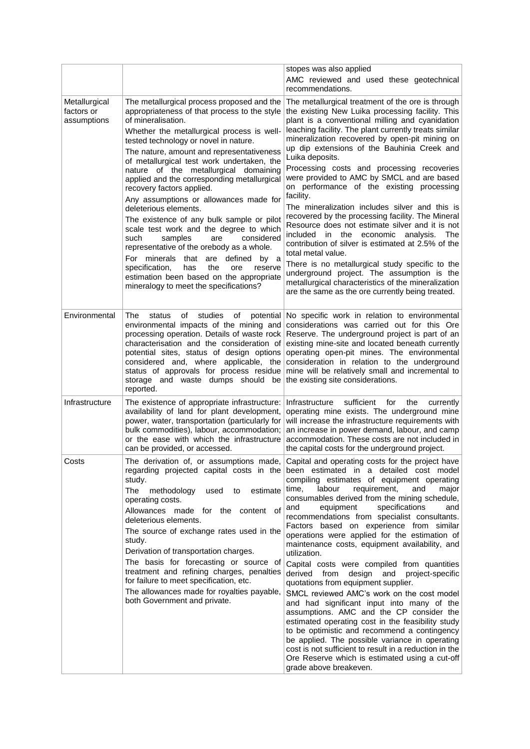| | | |
|---|---|---|
| | | stopes was also applied<br>AMC reviewed and used these geotechnical recommendations. |
| Metallurgical factors or assumptions | The metallurgical process proposed and the appropriateness of that process to the style of mineralisation.<br>Whether the metallurgical process is well-tested technology or novel in nature.<br>The nature, amount and representativeness of metallurgical test work undertaken, the nature of the metallurgical domaining applied and the corresponding metallurgical recovery factors applied.<br>Any assumptions or allowances made for deleterious elements.<br>The existence of any bulk sample or pilot scale test work and the degree to which such samples are considered representative of the orebody as a whole.<br>For minerals that are defined by a specification, has the ore reserve estimation been based on the appropriate mineralogy to meet the specifications? | The metallurgical treatment of the ore is through the existing New Luika processing facility. This plant is a conventional milling and cyanidation leaching facility. The plant currently treats similar mineralization recovered by open-pit mining on up dip extensions of the Bauhinia Creek and Luika deposits.<br>Processing costs and processing recoveries were provided to AMC by SMCL and are based on performance of the existing processing facility.<br>The mineralization includes silver and this is recovered by the processing facility. The Mineral Resource does not estimate silver and it is not included in the economic analysis. The contribution of silver is estimated at 2.5% of the total metal value.<br>There is no metallurgical study specific to the underground project. The assumption is the metallurgical characteristics of the mineralization are the same as the ore currently being treated. |
| Environmental | The status of studies of potential environmental impacts of the mining and processing operation. Details of waste rock characterisation and the consideration of potential sites, status of design options considered and, where applicable, the status of approvals for process residue storage and waste dumps should be reported. | No specific work in relation to environmental considerations was carried out for this Ore Reserve. The underground project is part of an existing mine-site and located beneath currently operating open-pit mines. The environmental consideration in relation to the underground mine will be relatively small and incremental to the existing site considerations. |
| Infrastructure | The existence of appropriate infrastructure: availability of land for plant development, power, water, transportation (particularly for bulk commodities), labour, accommodation; or the ease with which the infrastructure can be provided, or accessed. | Infrastructure sufficient for the currently operating mine exists. The underground mine will increase the infrastructure requirements with an increase in power demand, labour, and camp accommodation. These costs are not included in the capital costs for the underground project. |
| Costs | The derivation of, or assumptions made, regarding projected capital costs in the study.<br>The methodology used to estimate operating costs.<br>Allowances made for the content of deleterious elements.<br>The source of exchange rates used in the study.<br>Derivation of transportation charges.<br>The basis for forecasting or source of treatment and refining charges, penalties for failure to meet specification, etc.<br>The allowances made for royalties payable, both Government and private. | Capital and operating costs for the project have been estimated in a detailed cost model compiling estimates of equipment operating time, labour requirement, and major consumables derived from the mining schedule, and equipment specifications and recommendations from specialist consultants. Factors based on experience from similar operations were applied for the estimation of maintenance costs, equipment availability, and utilization.<br>Capital costs were compiled from quantities derived from design and project-specific quotations from equipment supplier.<br>SMCL reviewed AMC's work on the cost model and had significant input into many of the assumptions. AMC and the CP consider the estimated operating cost in the feasibility study to be optimistic and recommend a contingency be applied. The possible variance in operating cost is not sufficient to result in a reduction in the Ore Reserve which is estimated using a cut-off grade above breakeven. |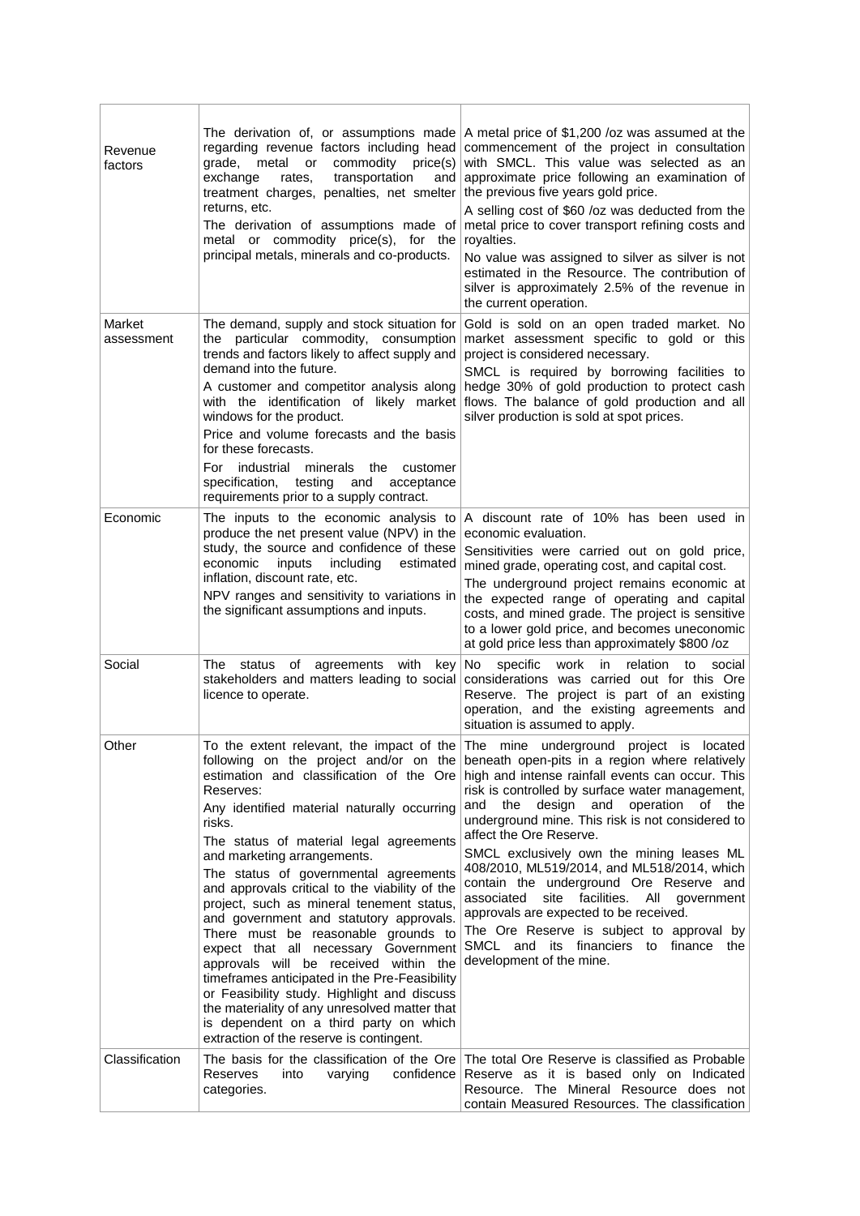| | | |
|---|---|---|
| Revenue factors | The derivation of, or assumptions made regarding revenue factors including head grade, metal or commodity price(s) exchange rates, transportation and treatment charges, penalties, net smelter returns, etc.<br>The derivation of assumptions made of metal or commodity price(s), for the principal metals, minerals and co-products. | A metal price of $1,200 /oz was assumed at the commencement of the project in consultation with SMCL. This value was selected as an approximate price following an examination of the previous five years gold price.<br>A selling cost of $60 /oz was deducted from the metal price to cover transport refining costs and royalties.<br>No value was assigned to silver as silver is not estimated in the Resource. The contribution of silver is approximately 2.5% of the revenue in the current operation. |
| Market assessment | The demand, supply and stock situation for the particular commodity, consumption trends and factors likely to affect supply and demand into the future.<br>A customer and competitor analysis along with the identification of likely market windows for the product.<br>Price and volume forecasts and the basis for these forecasts.<br>For industrial minerals the customer specification, testing and acceptance requirements prior to a supply contract. | Gold is sold on an open traded market. No market assessment specific to gold or this project is considered necessary.<br>SMCL is required by borrowing facilities to hedge 30% of gold production to protect cash flows. The balance of gold production and all silver production is sold at spot prices. |
| Economic | The inputs to the economic analysis to produce the net present value (NPV) in the study, the source and confidence of these economic inputs including estimated inflation, discount rate, etc.<br>NPV ranges and sensitivity to variations in the significant assumptions and inputs. | A discount rate of 10% has been used in economic evaluation.<br>Sensitivities were carried out on gold price, mined grade, operating cost, and capital cost.<br>The underground project remains economic at the expected range of operating and capital costs, and mined grade. The project is sensitive to a lower gold price, and becomes uneconomic at gold price less than approximately $800 /oz |
| Social | The status of agreements with key stakeholders and matters leading to social licence to operate. | No specific work in relation to social considerations was carried out for this Ore Reserve. The project is part of an existing operation, and the existing agreements and situation is assumed to apply. |
| Other | To the extent relevant, the impact of the following on the project and/or on the estimation and classification of the Ore Reserves:<br>Any identified material naturally occurring risks.<br>The status of material legal agreements and marketing arrangements.<br>The status of governmental agreements and approvals critical to the viability of the project, such as mineral tenement status, and government and statutory approvals. There must be reasonable grounds to expect that all necessary Government approvals will be received within the timeframes anticipated in the Pre-Feasibility or Feasibility study. Highlight and discuss the materiality of any unresolved matter that is dependent on a third party on which extraction of the reserve is contingent. | The mine underground project is located beneath open-pits in a region where relatively high and intense rainfall events can occur. This risk is controlled by surface water management, and the design and operation of the underground mine. This risk is not considered to affect the Ore Reserve.<br>SMCL exclusively own the mining leases ML 408/2010, ML519/2014, and ML518/2014, which contain the underground Ore Reserve and associated site facilities. All government approvals are expected to be received.<br>The Ore Reserve is subject to approval by SMCL and its financiers to finance the development of the mine. |
| Classification | The basis for the classification of the Ore Reserves into varying confidence categories. | The total Ore Reserve is classified as Probable Reserve as it is based only on Indicated Resource. The Mineral Resource does not contain Measured Resources. The classification |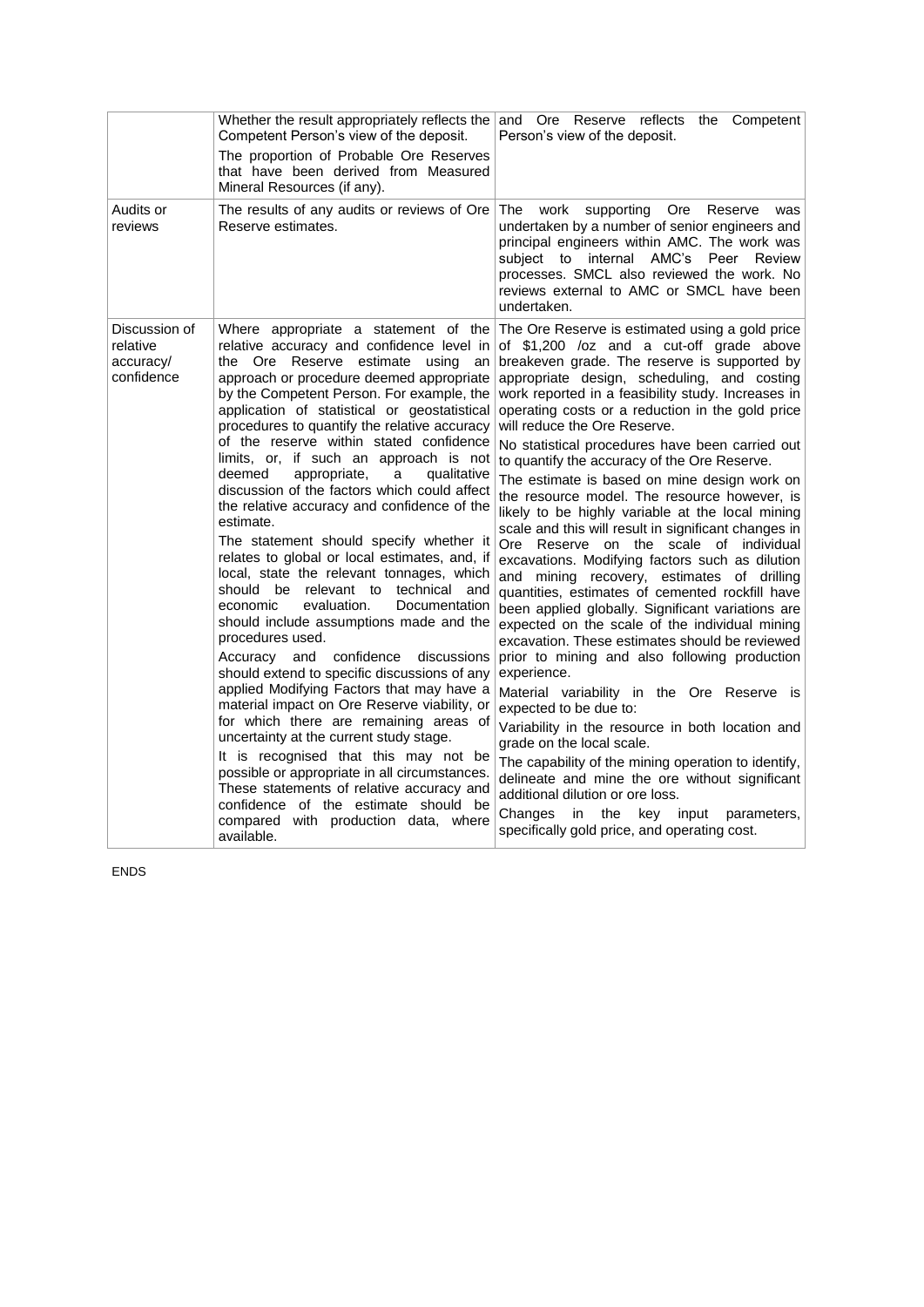| | | |
|---|---|---|
| | Whether the result appropriately reflects the Competent Person's view of the deposit.<br>The proportion of Probable Ore Reserves that have been derived from Measured Mineral Resources (if any). | and Ore Reserve reflects the Competent Person's view of the deposit. |
| Audits or reviews | The results of any audits or reviews of Ore Reserve estimates. | The work supporting Ore Reserve was undertaken by a number of senior engineers and principal engineers within AMC. The work was subject to internal AMC's Peer Review processes. SMCL also reviewed the work. No reviews external to AMC or SMCL have been undertaken. |
| Discussion of relative accuracy/ confidence | Where appropriate a statement of the relative accuracy and confidence level in the Ore Reserve estimate using an approach or procedure deemed appropriate by the Competent Person. For example, the application of statistical or geostatistical procedures to quantify the relative accuracy of the reserve within stated confidence limits, or, if such an approach is not deemed appropriate, a qualitative discussion of the factors which could affect the relative accuracy and confidence of the estimate.<br>The statement should specify whether it relates to global or local estimates, and, if local, state the relevant tonnages, which should be relevant to technical and economic evaluation. Documentation should include assumptions made and the procedures used.<br>Accuracy and confidence discussions should extend to specific discussions of any applied Modifying Factors that may have a material impact on Ore Reserve viability, or for which there are remaining areas of uncertainty at the current study stage.<br>It is recognised that this may not be possible or appropriate in all circumstances. These statements of relative accuracy and confidence of the estimate should be compared with production data, where available. | The Ore Reserve is estimated using a gold price of $1,200 /oz and a cut-off grade above breakeven grade. The reserve is supported by appropriate design, scheduling, and costing work reported in a feasibility study. Increases in operating costs or a reduction in the gold price will reduce the Ore Reserve.<br>No statistical procedures have been carried out to quantify the accuracy of the Ore Reserve.<br>The estimate is based on mine design work on the resource model. The resource however, is likely to be highly variable at the local mining scale and this will result in significant changes in Ore Reserve on the scale of individual excavations. Modifying factors such as dilution and mining recovery, estimates of drilling quantities, estimates of cemented rockfill have been applied globally. Significant variations are expected on the scale of the individual mining excavation. These estimates should be reviewed prior to mining and also following production experience.<br>Material variability in the Ore Reserve is expected to be due to:<br>Variability in the resource in both location and grade on the local scale.<br>The capability of the mining operation to identify, delineate and mine the ore without significant additional dilution or ore loss.<br>Changes in the key input parameters, specifically gold price, and operating cost. |

ENDS